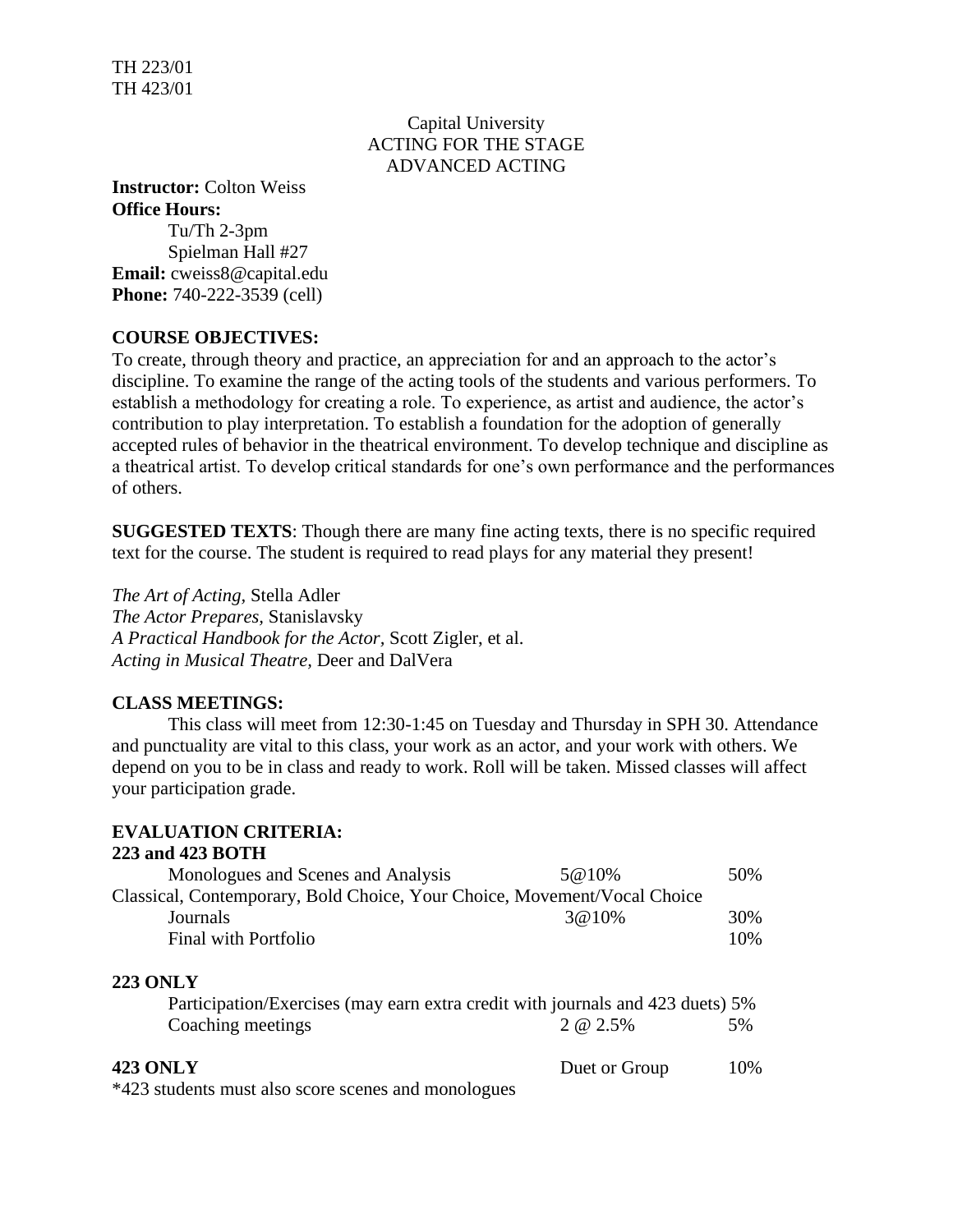TH 223/01
TH 423/01

Capital University
ACTING FOR THE STAGE
ADVANCED ACTING

**Instructor:** Colton Weiss
**Office Hours:**
Tu/Th 2-3pm
Spielman Hall #27
**Email:** cweiss8@capital.edu
**Phone:** 740-222-3539 (cell)

**COURSE OBJECTIVES:**
To create, through theory and practice, an appreciation for and an approach to the actor's discipline. To examine the range of the acting tools of the students and various performers. To establish a methodology for creating a role. To experience, as artist and audience, the actor's contribution to play interpretation. To establish a foundation for the adoption of generally accepted rules of behavior in the theatrical environment. To develop technique and discipline as a theatrical artist. To develop critical standards for one's own performance and the performances of others.

**SUGGESTED TEXTS**: Though there are many fine acting texts, there is no specific required text for the course. The student is required to read plays for any material they present!

*The Art of Acting,* Stella Adler
*The Actor Prepares,* Stanislavsky
*A Practical Handbook for the Actor,* Scott Zigler, et al.
*Acting in Musical Theatre,* Deer and DalVera

**CLASS MEETINGS:**
This class will meet from 12:30-1:45 on Tuesday and Thursday in SPH 30. Attendance and punctuality are vital to this class, your work as an actor, and your work with others. We depend on you to be in class and ready to work. Roll will be taken. Missed classes will affect your participation grade.

**EVALUATION CRITERIA:**

**223 and 423 BOTH**

| | | |
|---|---|---|
| Monologues and Scenes and Analysis | 5@10% | 50% |
| Classical, Contemporary, Bold Choice, Your Choice, Movement/Vocal Choice | | |
| Journals | 3@10% | 30% |
| Final with Portfolio | | 10% |

**223 ONLY**

| | | |
|---|---|---|
| Participation/Exercises (may earn extra credit with journals and 423 duets) | | 5% |
| Coaching meetings | 2 @ 2.5% | 5% |

| | | |
|---|---|---|
| **423 ONLY** | Duet or Group | 10% |

*423 students must also score scenes and monologues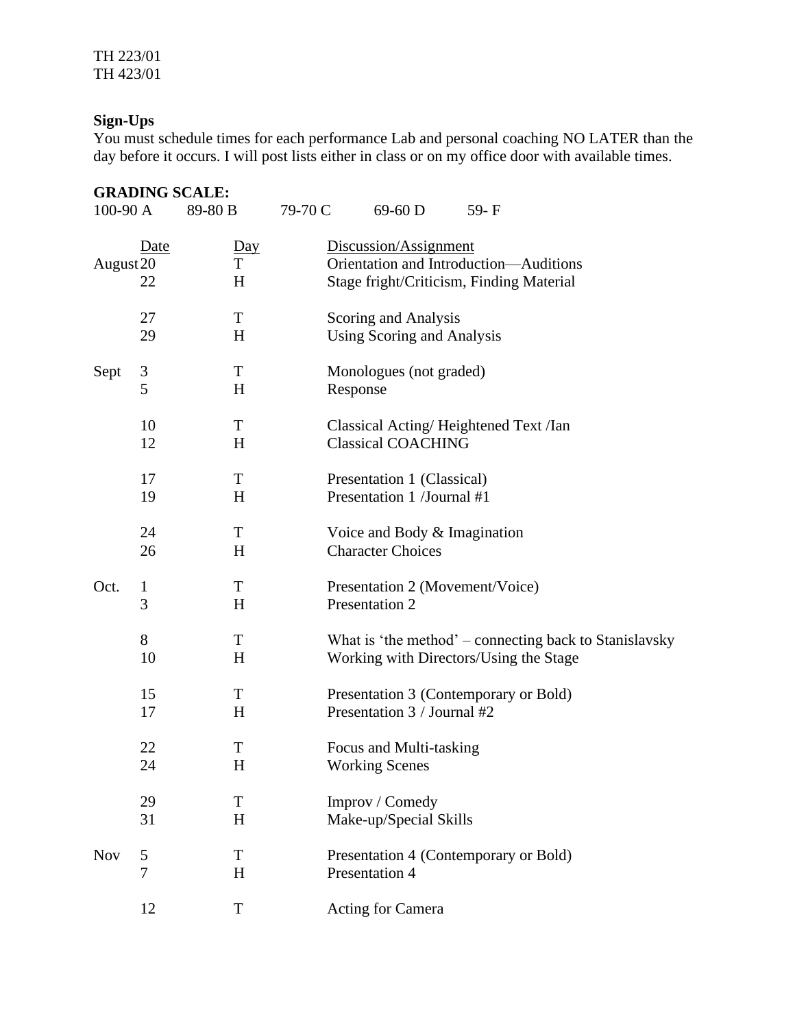TH 223/01
TH 423/01

**Sign-Ups**
You must schedule times for each performance Lab and personal coaching NO LATER than the day before it occurs. I will post lists either in class or on my office door with available times.

**GRADING SCALE:**
100-90 A 89-80 B 79-70 C 69-60 D 59- F

| | Date | Day | Discussion/Assignment |
|---|---|---|---|
| August | 20 | T | Orientation and Introduction—Auditions |
| | 22 | H | Stage fright/Criticism, Finding Material |
| | 27 | T | Scoring and Analysis |
| | 29 | H | Using Scoring and Analysis |
| Sept | 3 | T | Monologues (not graded) |
| | 5 | H | Response |
| | 10 | T | Classical Acting/ Heightened Text /Ian |
| | 12 | H | Classical COACHING |
| | 17 | T | Presentation 1 (Classical) |
| | 19 | H | Presentation 1 /Journal #1 |
| | 24 | T | Voice and Body & Imagination |
| | 26 | H | Character Choices |
| Oct. | 1 | T | Presentation 2 (Movement/Voice) |
| | 3 | H | Presentation 2 |
| | 8 | T | What is 'the method' – connecting back to Stanislavsky |
| | 10 | H | Working with Directors/Using the Stage |
| | 15 | T | Presentation 3 (Contemporary or Bold) |
| | 17 | H | Presentation 3 / Journal #2 |
| | 22 | T | Focus and Multi-tasking |
| | 24 | H | Working Scenes |
| | 29 | T | Improv / Comedy |
| | 31 | H | Make-up/Special Skills |
| Nov | 5 | T | Presentation 4 (Contemporary or Bold) |
| | 7 | H | Presentation 4 |
| | 12 | T | Acting for Camera |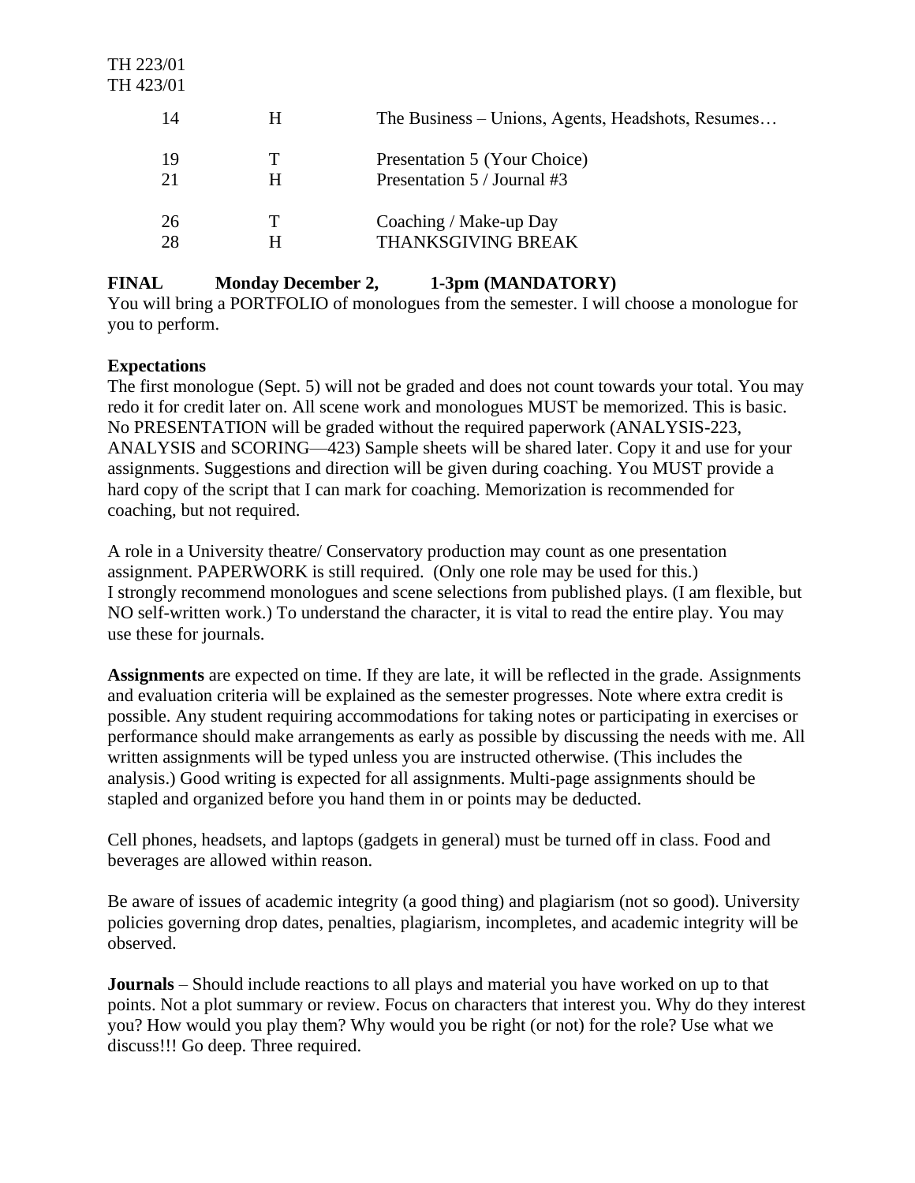TH 223/01
TH 423/01

| | | |
|---|---|---|
| 14 | H | The Business – Unions, Agents, Headshots, Resumes… |
| 19 | T | Presentation 5 (Your Choice) |
| 21 | H | Presentation 5 / Journal #3 |
| 26 | T | Coaching / Make-up Day |
| 28 | H | THANKSGIVING BREAK |

**FINAL Monday December 2, 1-3pm (MANDATORY)**
You will bring a PORTFOLIO of monologues from the semester. I will choose a monologue for you to perform.

**Expectations**
The first monologue (Sept. 5) will not be graded and does not count towards your total. You may redo it for credit later on. All scene work and monologues MUST be memorized. This is basic. No PRESENTATION will be graded without the required paperwork (ANALYSIS-223, ANALYSIS and SCORING—423) Sample sheets will be shared later. Copy it and use for your assignments. Suggestions and direction will be given during coaching. You MUST provide a hard copy of the script that I can mark for coaching. Memorization is recommended for coaching, but not required.

A role in a University theatre/ Conservatory production may count as one presentation assignment. PAPERWORK is still required. (Only one role may be used for this.) I strongly recommend monologues and scene selections from published plays. (I am flexible, but NO self-written work.) To understand the character, it is vital to read the entire play. You may use these for journals.

**Assignments** are expected on time. If they are late, it will be reflected in the grade. Assignments and evaluation criteria will be explained as the semester progresses. Note where extra credit is possible. Any student requiring accommodations for taking notes or participating in exercises or performance should make arrangements as early as possible by discussing the needs with me. All written assignments will be typed unless you are instructed otherwise. (This includes the analysis.) Good writing is expected for all assignments. Multi-page assignments should be stapled and organized before you hand them in or points may be deducted.

Cell phones, headsets, and laptops (gadgets in general) must be turned off in class. Food and beverages are allowed within reason.

Be aware of issues of academic integrity (a good thing) and plagiarism (not so good). University policies governing drop dates, penalties, plagiarism, incompletes, and academic integrity will be observed.

**Journals** – Should include reactions to all plays and material you have worked on up to that points. Not a plot summary or review. Focus on characters that interest you. Why do they interest you? How would you play them? Why would you be right (or not) for the role? Use what we discuss!!! Go deep. Three required.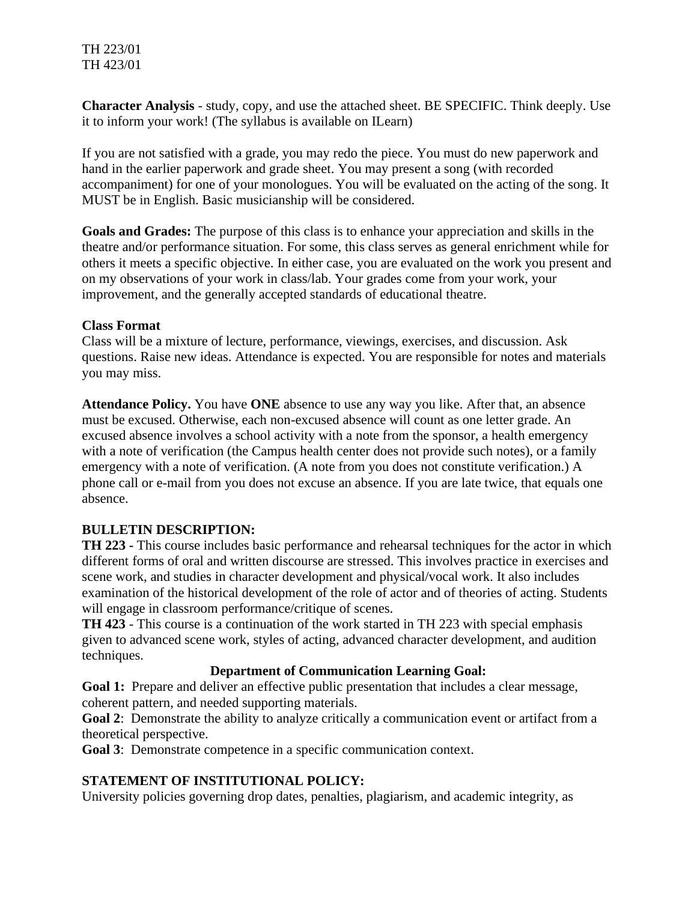TH 223/01
TH 423/01

**Character Analysis** - study, copy, and use the attached sheet. BE SPECIFIC. Think deeply. Use it to inform your work! (The syllabus is available on ILearn)

If you are not satisfied with a grade, you may redo the piece. You must do new paperwork and hand in the earlier paperwork and grade sheet. You may present a song (with recorded accompaniment) for one of your monologues. You will be evaluated on the acting of the song. It MUST be in English. Basic musicianship will be considered.

**Goals and Grades:** The purpose of this class is to enhance your appreciation and skills in the theatre and/or performance situation. For some, this class serves as general enrichment while for others it meets a specific objective. In either case, you are evaluated on the work you present and on my observations of your work in class/lab. Your grades come from your work, your improvement, and the generally accepted standards of educational theatre.

**Class Format**
Class will be a mixture of lecture, performance, viewings, exercises, and discussion. Ask questions. Raise new ideas. Attendance is expected. You are responsible for notes and materials you may miss.

**Attendance Policy.** You have **ONE** absence to use any way you like. After that, an absence must be excused. Otherwise, each non-excused absence will count as one letter grade. An excused absence involves a school activity with a note from the sponsor, a health emergency with a note of verification (the Campus health center does not provide such notes), or a family emergency with a note of verification. (A note from you does not constitute verification.) A phone call or e-mail from you does not excuse an absence. If you are late twice, that equals one absence.

**BULLETIN DESCRIPTION:**
**TH 223 -** This course includes basic performance and rehearsal techniques for the actor in which different forms of oral and written discourse are stressed. This involves practice in exercises and scene work, and studies in character development and physical/vocal work. It also includes examination of the historical development of the role of actor and of theories of acting. Students will engage in classroom performance/critique of scenes.
**TH 423** - This course is a continuation of the work started in TH 223 with special emphasis given to advanced scene work, styles of acting, advanced character development, and audition techniques.

**Department of Communication Learning Goal:**

**Goal 1:** Prepare and deliver an effective public presentation that includes a clear message, coherent pattern, and needed supporting materials.
**Goal 2**: Demonstrate the ability to analyze critically a communication event or artifact from a theoretical perspective.
**Goal 3**: Demonstrate competence in a specific communication context.

**STATEMENT OF INSTITUTIONAL POLICY:**
University policies governing drop dates, penalties, plagiarism, and academic integrity, as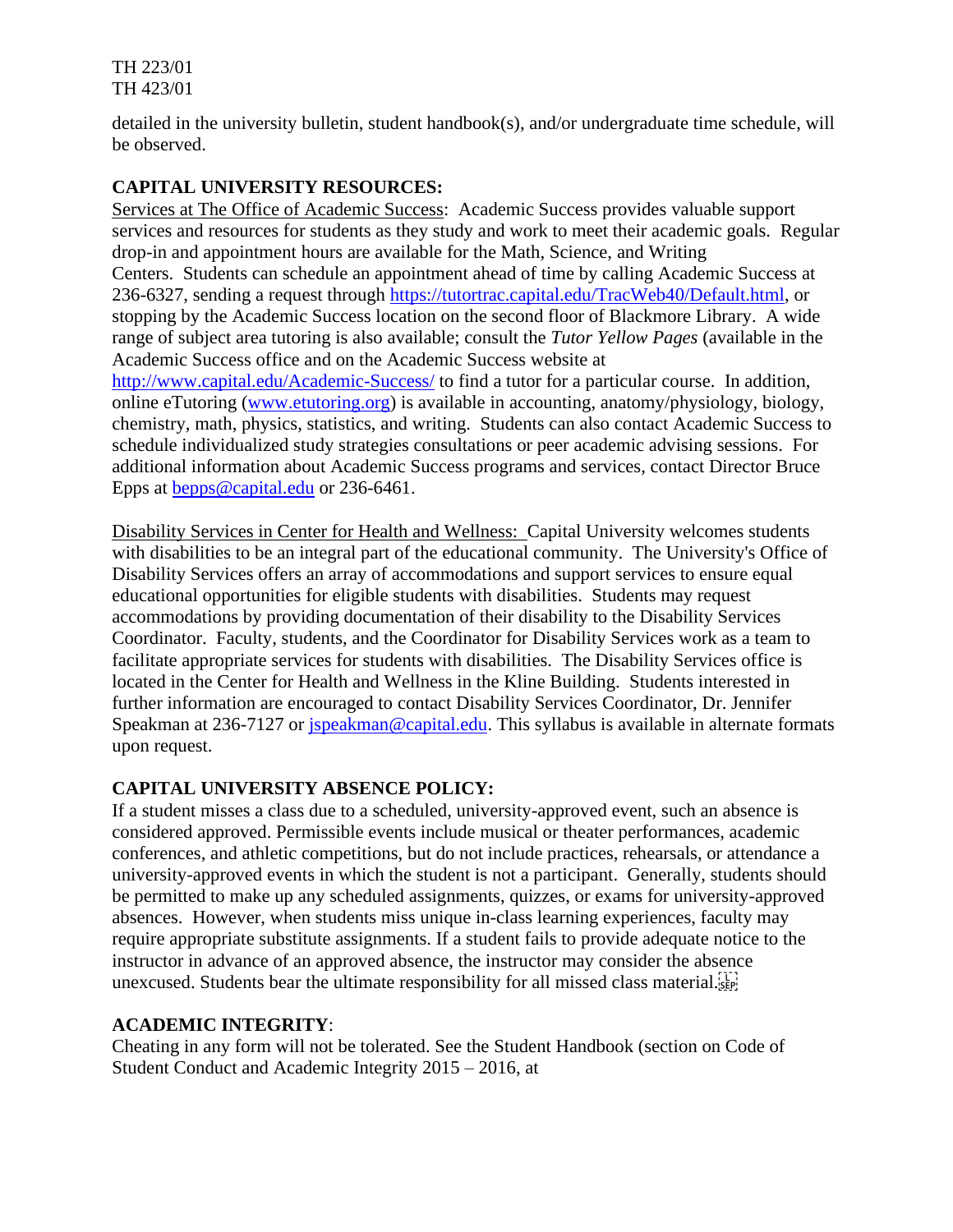detailed in the university bulletin, student handbook(s), and/or undergraduate time schedule, will be observed.

## CAPITAL UNIVERSITY RESOURCES:

Services at The Office of Academic Success: Academic Success provides valuable support services and resources for students as they study and work to meet their academic goals. Regular drop-in and appointment hours are available for the Math, Science, and Writing Centers. Students can schedule an appointment ahead of time by calling Academic Success at 236-6327, sending a request through https://tutortrac.capital.edu/TracWeb40/Default.html, or stopping by the Academic Success location on the second floor of Blackmore Library. A wide range of subject area tutoring is also available; consult the *Tutor Yellow Pages* (available in the Academic Success office and on the Academic Success website at http://www.capital.edu/Academic-Success/ to find a tutor for a particular course. In addition, online eTutoring (www.etutoring.org) is available in accounting, anatomy/physiology, biology, chemistry, math, physics, statistics, and writing. Students can also contact Academic Success to schedule individualized study strategies consultations or peer academic advising sessions. For additional information about Academic Success programs and services, contact Director Bruce Epps at bepps@capital.edu or 236-6461.

Disability Services in Center for Health and Wellness: Capital University welcomes students with disabilities to be an integral part of the educational community. The University's Office of Disability Services offers an array of accommodations and support services to ensure equal educational opportunities for eligible students with disabilities. Students may request accommodations by providing documentation of their disability to the Disability Services Coordinator. Faculty, students, and the Coordinator for Disability Services work as a team to facilitate appropriate services for students with disabilities. The Disability Services office is located in the Center for Health and Wellness in the Kline Building. Students interested in further information are encouraged to contact Disability Services Coordinator, Dr. Jennifer Speakman at 236-7127 or jspeakman@capital.edu. This syllabus is available in alternate formats upon request.

## CAPITAL UNIVERSITY ABSENCE POLICY:

If a student misses a class due to a scheduled, university-approved event, such an absence is considered approved. Permissible events include musical or theater performances, academic conferences, and athletic competitions, but do not include practices, rehearsals, or attendance a university-approved events in which the student is not a participant. Generally, students should be permitted to make up any scheduled assignments, quizzes, or exams for university-approved absences. However, when students miss unique in-class learning experiences, faculty may require appropriate substitute assignments. If a student fails to provide adequate notice to the instructor in advance of an approved absence, the instructor may consider the absence unexcused. Students bear the ultimate responsibility for all missed class material.

## ACADEMIC INTEGRITY:

Cheating in any form will not be tolerated. See the Student Handbook (section on Code of Student Conduct and Academic Integrity 2015 – 2016, at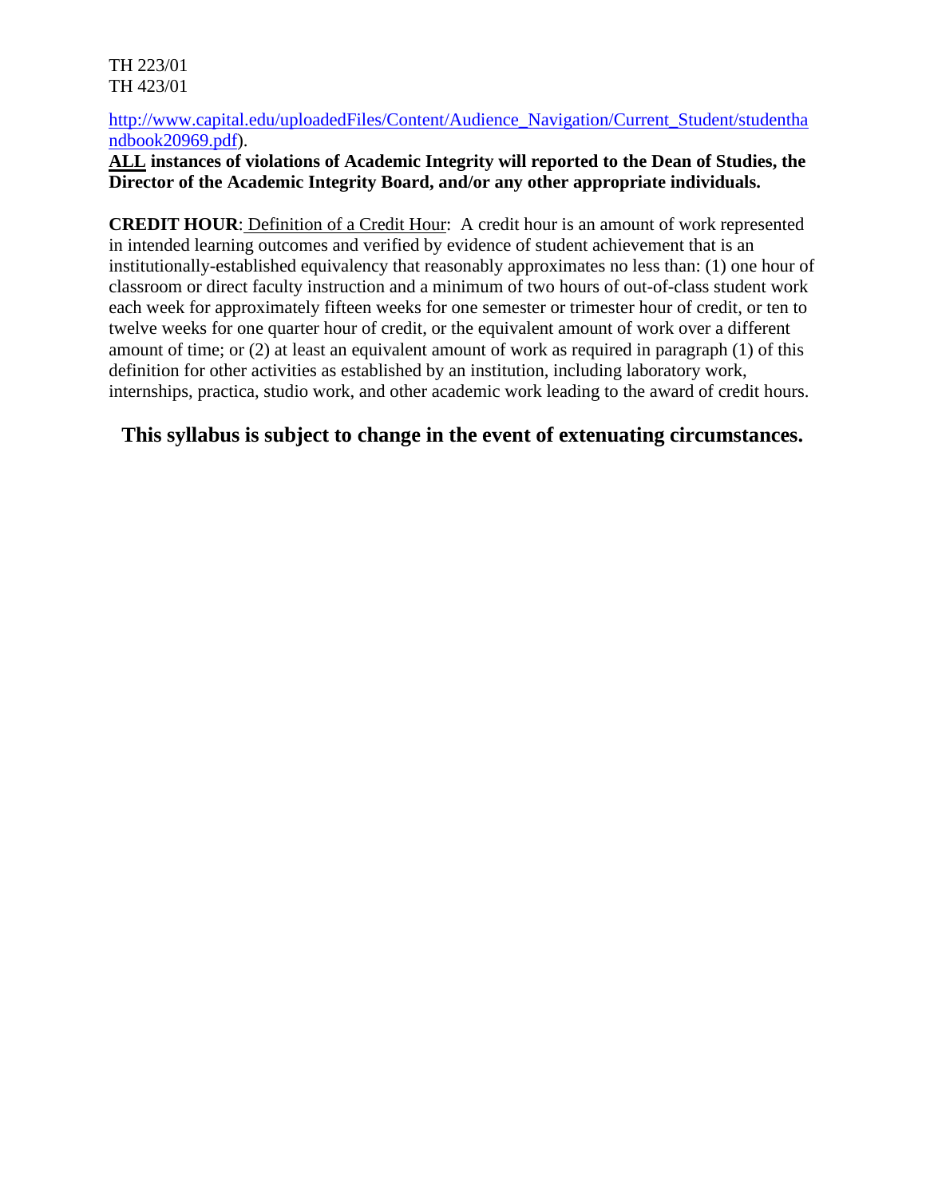http://www.capital.edu/uploadedFiles/Content/Audience_Navigation/Current_Student/studenthandbook20969.pdf).

**ALL instances of violations of Academic Integrity will reported to the Dean of Studies, the Director of the Academic Integrity Board, and/or any other appropriate individuals.**

**CREDIT HOUR**: Definition of a Credit Hour: A credit hour is an amount of work represented in intended learning outcomes and verified by evidence of student achievement that is an institutionally-established equivalency that reasonably approximates no less than: (1) one hour of classroom or direct faculty instruction and a minimum of two hours of out-of-class student work each week for approximately fifteen weeks for one semester or trimester hour of credit, or ten to twelve weeks for one quarter hour of credit, or the equivalent amount of work over a different amount of time; or (2) at least an equivalent amount of work as required in paragraph (1) of this definition for other activities as established by an institution, including laboratory work, internships, practica, studio work, and other academic work leading to the award of credit hours.

**This syllabus is subject to change in the event of extenuating circumstances.**